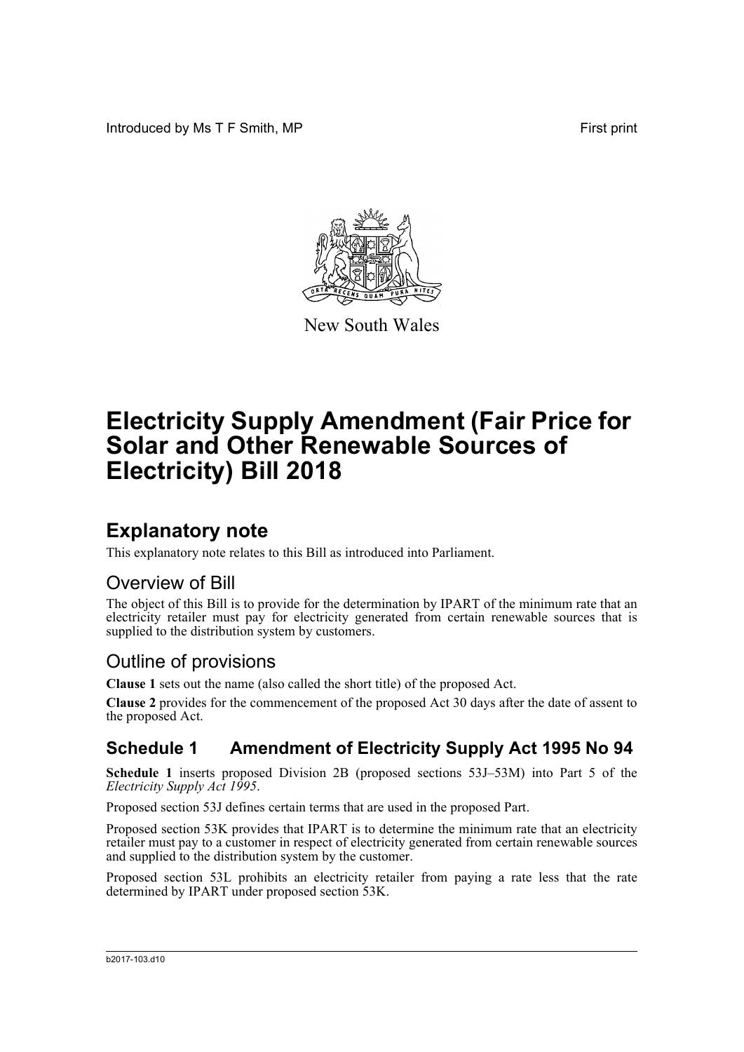Introduced by Ms T F Smith, MP First print

New South Wales

# Electricity Supply Amendment (Fair Price for Solar and Other Renewable Sources of Electricity) Bill 2018

## Explanatory note

This explanatory note relates to this Bill as introduced into Parliament.

### Overview of Bill

The object of this Bill is to provide for the determination by IPART of the minimum rate that an electricity retailer must pay for electricity generated from certain renewable sources that is supplied to the distribution system by customers.

### Outline of provisions

**Clause 1** sets out the name (also called the short title) of the proposed Act.

**Clause 2** provides for the commencement of the proposed Act 30 days after the date of assent to the proposed Act.

## Schedule 1 Amendment of Electricity Supply Act 1995 No 94

**Schedule 1** inserts proposed Division 2B (proposed sections 53J–53M) into Part 5 of the *Electricity Supply Act 1995*.

Proposed section 53J defines certain terms that are used in the proposed Part.

Proposed section 53K provides that IPART is to determine the minimum rate that an electricity retailer must pay to a customer in respect of electricity generated from certain renewable sources and supplied to the distribution system by the customer.

Proposed section 53L prohibits an electricity retailer from paying a rate less that the rate determined by IPART under proposed section 53K.

b2017-103.d10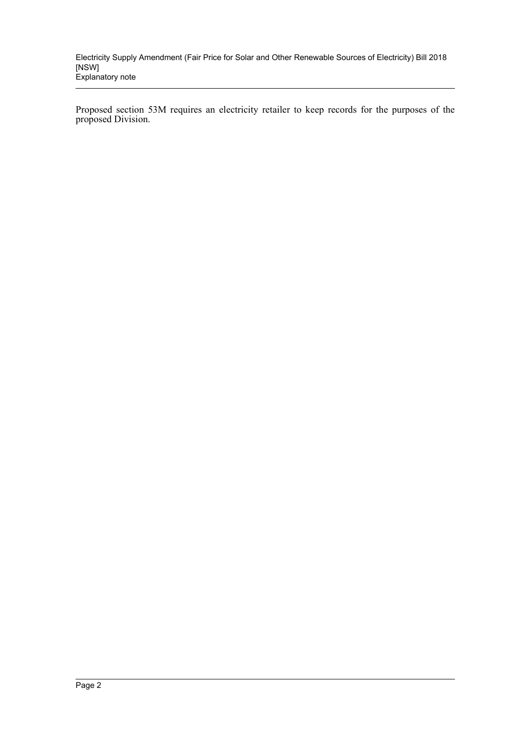Proposed section 53M requires an electricity retailer to keep records for the purposes of the proposed Division.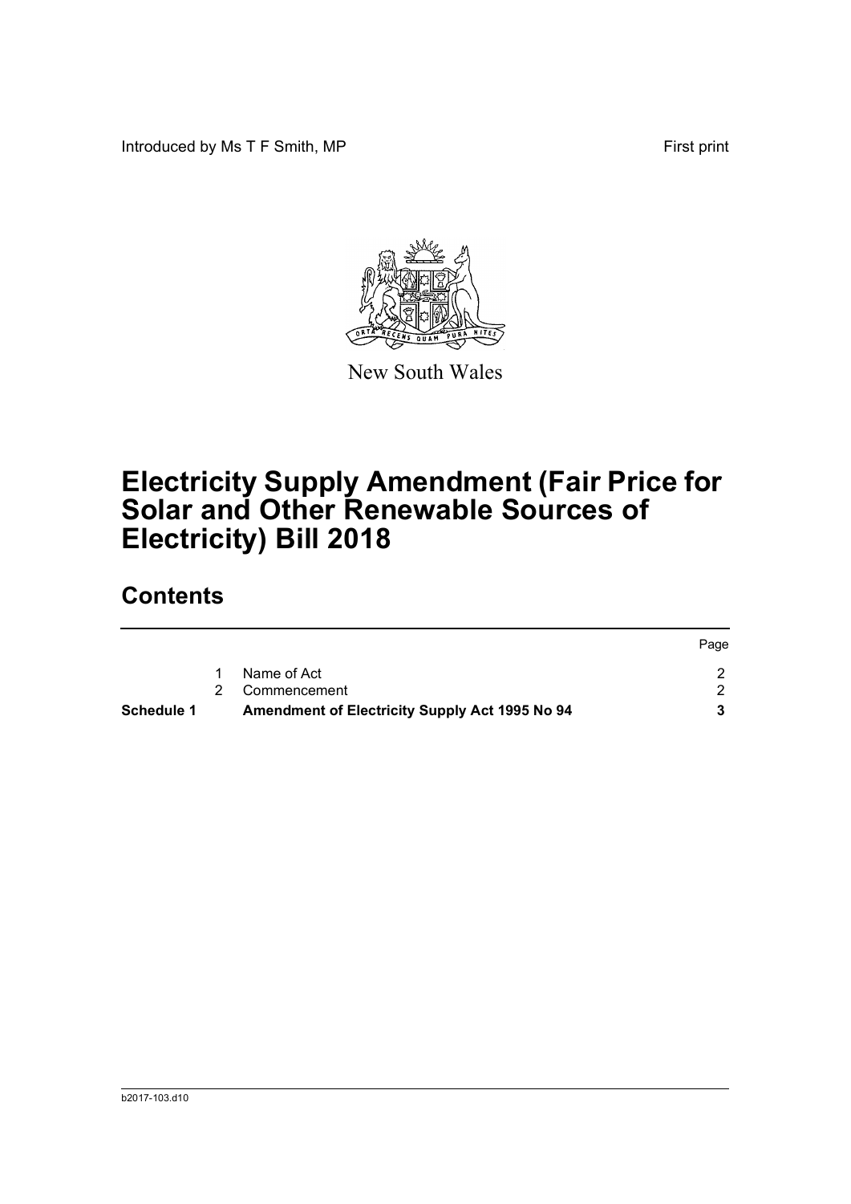Introduced by Ms T F Smith, MP

First print

New South Wales

# Electricity Supply Amendment (Fair Price for Solar and Other Renewable Sources of Electricity) Bill 2018

## Contents

| | | | Page |
|---|---|---|---|
| | 1 | Name of Act | 2 |
| | 2 | Commencement | 2 |
| **Schedule 1** | | **Amendment of Electricity Supply Act 1995 No 94** | **3** |

b2017-103.d10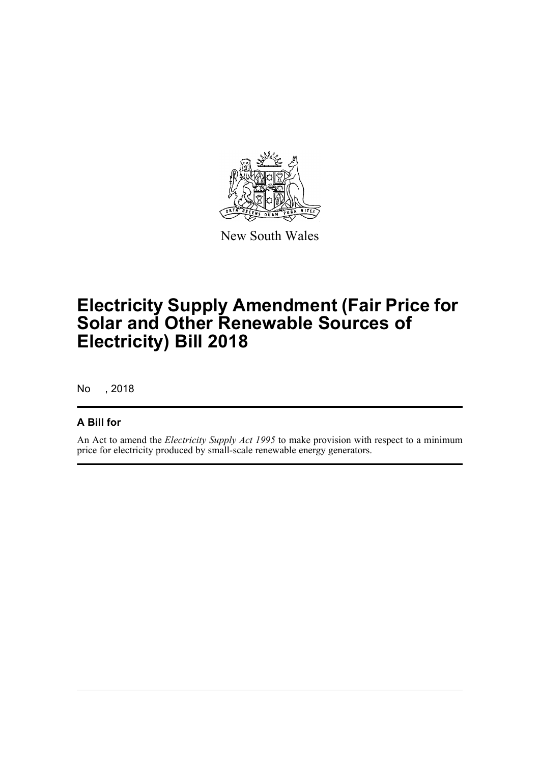New South Wales

# Electricity Supply Amendment (Fair Price for Solar and Other Renewable Sources of Electricity) Bill 2018

No , 2018

## A Bill for

An Act to amend the *Electricity Supply Act 1995* to make provision with respect to a minimum price for electricity produced by small-scale renewable energy generators.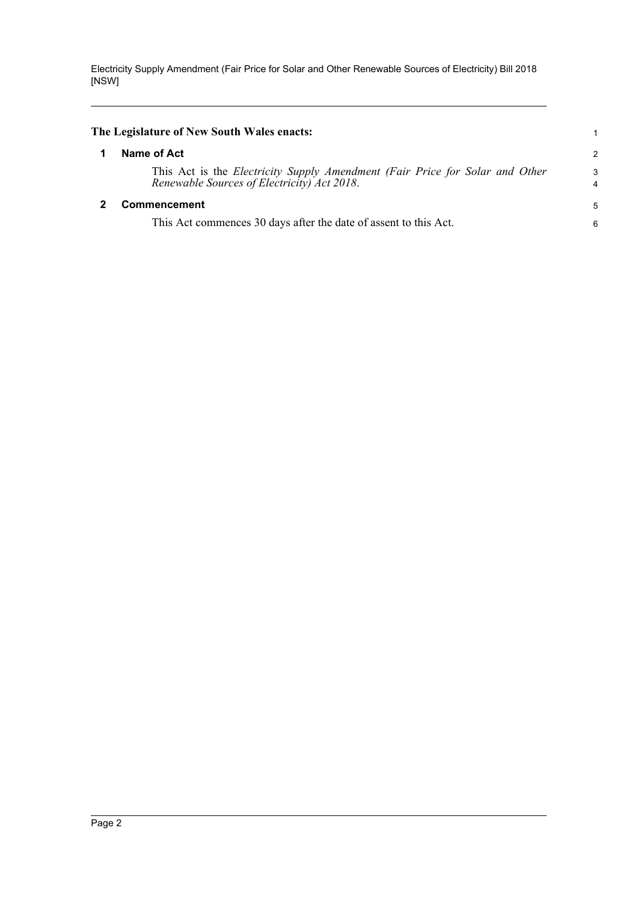**The Legislature of New South Wales enacts:**

## 1 Name of Act

This Act is the *Electricity Supply Amendment (Fair Price for Solar and Other Renewable Sources of Electricity) Act 2018*.

## 2 Commencement

This Act commences 30 days after the date of assent to this Act.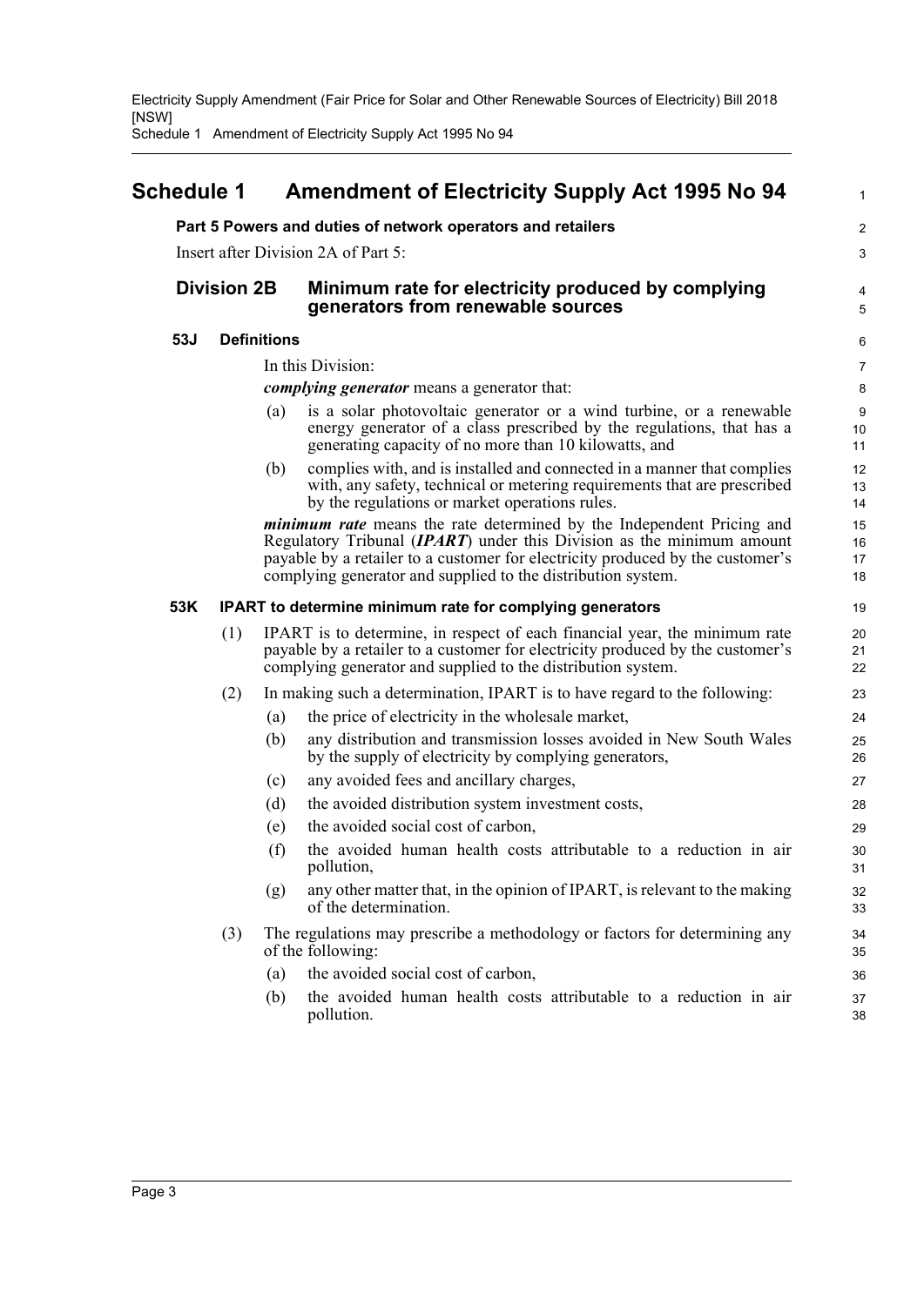# Schedule 1 Amendment of Electricity Supply Act 1995 No 94

**Part 5 Powers and duties of network operators and retailers**

Insert after Division 2A of Part 5:

## Division 2B Minimum rate for electricity produced by complying generators from renewable sources

### 53J Definitions

In this Division:

***complying generator*** means a generator that:

(a) is a solar photovoltaic generator or a wind turbine, or a renewable energy generator of a class prescribed by the regulations, that has a generating capacity of no more than 10 kilowatts, and

(b) complies with, and is installed and connected in a manner that complies with, any safety, technical or metering requirements that are prescribed by the regulations or market operations rules.

***minimum rate*** means the rate determined by the Independent Pricing and Regulatory Tribunal (***IPART***) under this Division as the minimum amount payable by a retailer to a customer for electricity produced by the customer's complying generator and supplied to the distribution system.

### 53K IPART to determine minimum rate for complying generators

(1) IPART is to determine, in respect of each financial year, the minimum rate payable by a retailer to a customer for electricity produced by the customer's complying generator and supplied to the distribution system.

(2) In making such a determination, IPART is to have regard to the following:

(a) the price of electricity in the wholesale market,

(b) any distribution and transmission losses avoided in New South Wales by the supply of electricity by complying generators,

(c) any avoided fees and ancillary charges,

(d) the avoided distribution system investment costs,

(e) the avoided social cost of carbon,

(f) the avoided human health costs attributable to a reduction in air pollution,

(g) any other matter that, in the opinion of IPART, is relevant to the making of the determination.

(3) The regulations may prescribe a methodology or factors for determining any of the following:

(a) the avoided social cost of carbon,

(b) the avoided human health costs attributable to a reduction in air pollution.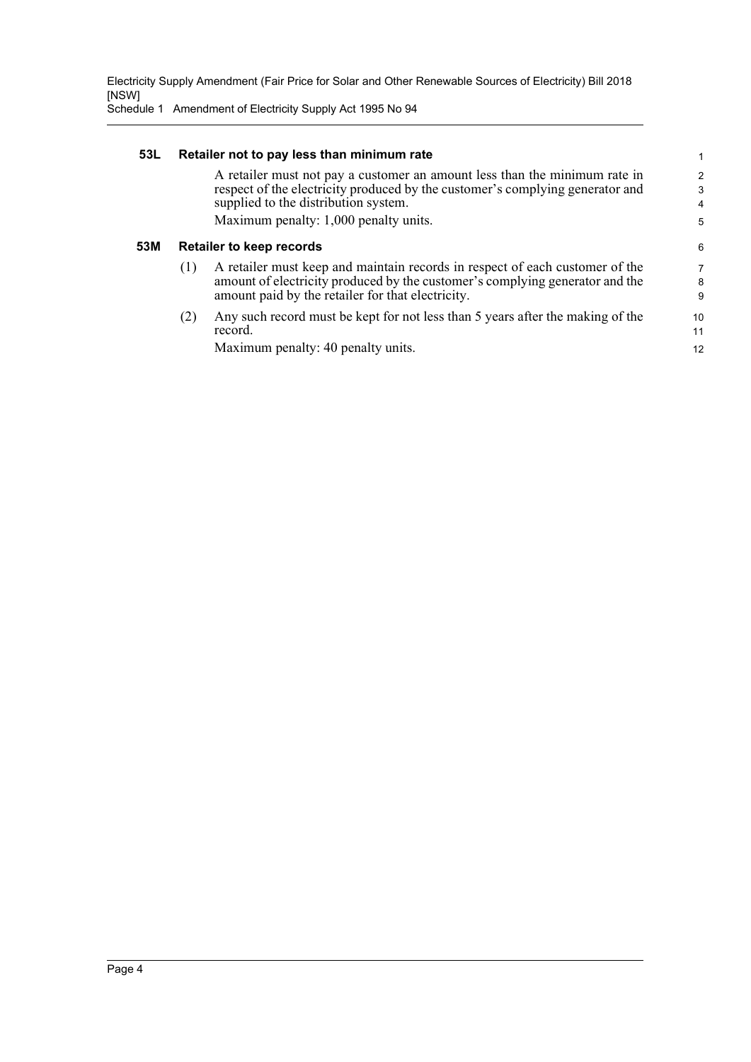### 53L Retailer not to pay less than minimum rate

A retailer must not pay a customer an amount less than the minimum rate in respect of the electricity produced by the customer's complying generator and supplied to the distribution system.

Maximum penalty: 1,000 penalty units.

### 53M Retailer to keep records

(1) A retailer must keep and maintain records in respect of each customer of the amount of electricity produced by the customer's complying generator and the amount paid by the retailer for that electricity.

(2) Any such record must be kept for not less than 5 years after the making of the record.

Maximum penalty: 40 penalty units.